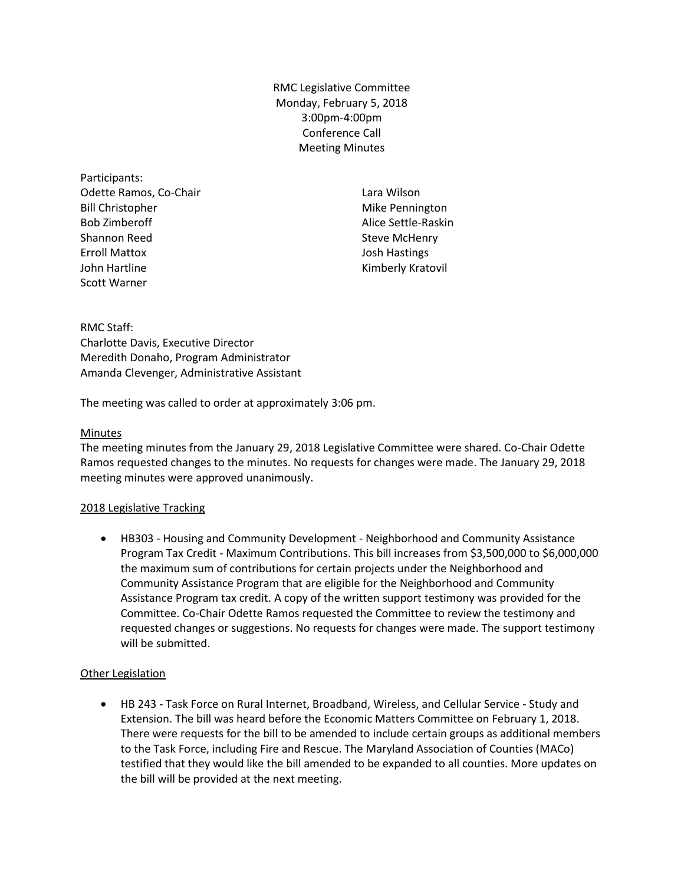RMC Legislative Committee
Monday, February 5, 2018
3:00pm-4:00pm
Conference Call
Meeting Minutes

Participants:
Odette Ramos, Co-Chair
Bill Christopher
Bob Zimberoff
Shannon Reed
Erroll Mattox
John Hartline
Scott Warner
Lara Wilson
Mike Pennington
Alice Settle-Raskin
Steve McHenry
Josh Hastings
Kimberly Kratovil

RMC Staff:
Charlotte Davis, Executive Director
Meredith Donaho, Program Administrator
Amanda Clevenger, Administrative Assistant

The meeting was called to order at approximately 3:06 pm.

## Minutes

The meeting minutes from the January 29, 2018 Legislative Committee were shared. Co-Chair Odette Ramos requested changes to the minutes. No requests for changes were made. The January 29, 2018 meeting minutes were approved unanimously.

## 2018 Legislative Tracking

- HB303 - Housing and Community Development - Neighborhood and Community Assistance Program Tax Credit - Maximum Contributions. This bill increases from $3,500,000 to $6,000,000 the maximum sum of contributions for certain projects under the Neighborhood and Community Assistance Program that are eligible for the Neighborhood and Community Assistance Program tax credit. A copy of the written support testimony was provided for the Committee. Co-Chair Odette Ramos requested the Committee to review the testimony and requested changes or suggestions. No requests for changes were made. The support testimony will be submitted.

## Other Legislation

- HB 243 - Task Force on Rural Internet, Broadband, Wireless, and Cellular Service - Study and Extension. The bill was heard before the Economic Matters Committee on February 1, 2018. There were requests for the bill to be amended to include certain groups as additional members to the Task Force, including Fire and Rescue. The Maryland Association of Counties (MACo) testified that they would like the bill amended to be expanded to all counties. More updates on the bill will be provided at the next meeting.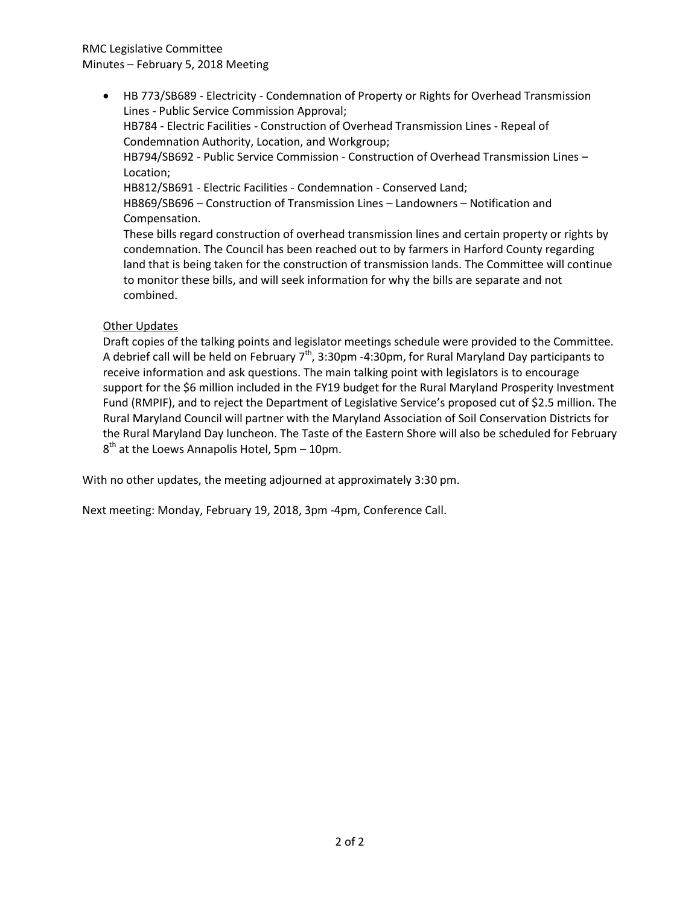- HB 773/SB689 - Electricity - Condemnation of Property or Rights for Overhead Transmission Lines - Public Service Commission Approval;
  HB784 - Electric Facilities - Construction of Overhead Transmission Lines - Repeal of Condemnation Authority, Location, and Workgroup;
  HB794/SB692 - Public Service Commission - Construction of Overhead Transmission Lines – Location;
  HB812/SB691 - Electric Facilities - Condemnation - Conserved Land;
  HB869/SB696 – Construction of Transmission Lines – Landowners – Notification and Compensation.
  These bills regard construction of overhead transmission lines and certain property or rights by condemnation. The Council has been reached out to by farmers in Harford County regarding land that is being taken for the construction of transmission lands. The Committee will continue to monitor these bills, and will seek information for why the bills are separate and not combined.

<u>Other Updates</u>

Draft copies of the talking points and legislator meetings schedule were provided to the Committee. A debrief call will be held on February 7th, 3:30pm -4:30pm, for Rural Maryland Day participants to receive information and ask questions. The main talking point with legislators is to encourage support for the $6 million included in the FY19 budget for the Rural Maryland Prosperity Investment Fund (RMPIF), and to reject the Department of Legislative Service's proposed cut of $2.5 million. The Rural Maryland Council will partner with the Maryland Association of Soil Conservation Districts for the Rural Maryland Day luncheon. The Taste of the Eastern Shore will also be scheduled for February 8th at the Loews Annapolis Hotel, 5pm – 10pm.

With no other updates, the meeting adjourned at approximately 3:30 pm.

Next meeting: Monday, February 19, 2018, 3pm -4pm, Conference Call.